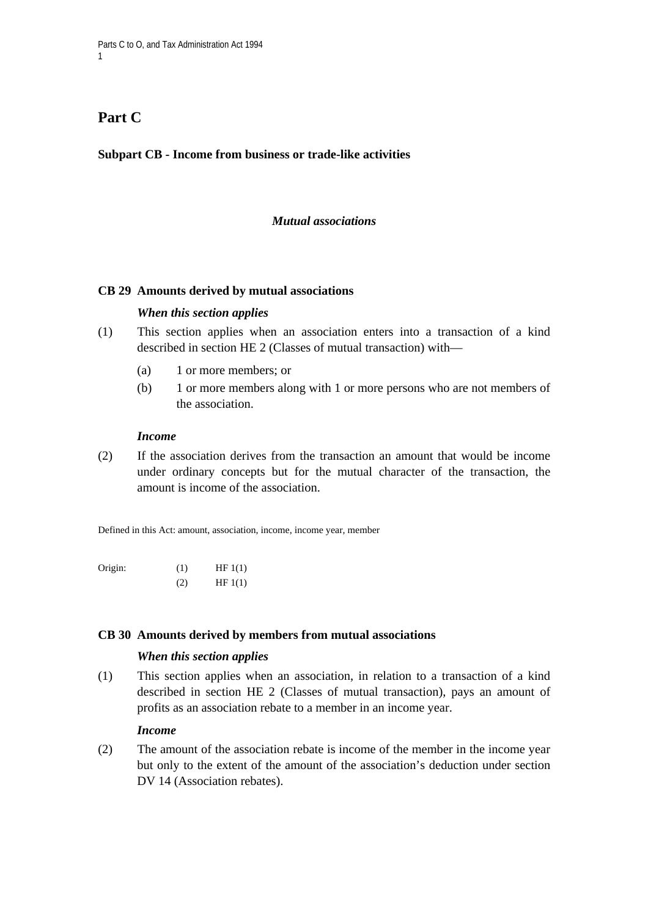# Part C

## Subpart CB - Income from business or trade-like activities

*Mutual associations*

### CB 29 Amounts derived by mutual associations

***When this section applies***

(1) This section applies when an association enters into a transaction of a kind described in section HE 2 (Classes of mutual transaction) with—

- (a) 1 or more members; or
- (b) 1 or more members along with 1 or more persons who are not members of the association.

***Income***

(2) If the association derives from the transaction an amount that would be income under ordinary concepts but for the mutual character of the transaction, the amount is income of the association.

Defined in this Act: amount, association, income, income year, member

| Origin: | (1) | HF 1(1) |
|---|---|---|
| | (2) | HF 1(1) |

### CB 30 Amounts derived by members from mutual associations

***When this section applies***

(1) This section applies when an association, in relation to a transaction of a kind described in section HE 2 (Classes of mutual transaction), pays an amount of profits as an association rebate to a member in an income year.

***Income***

(2) The amount of the association rebate is income of the member in the income year but only to the extent of the amount of the association's deduction under section DV 14 (Association rebates).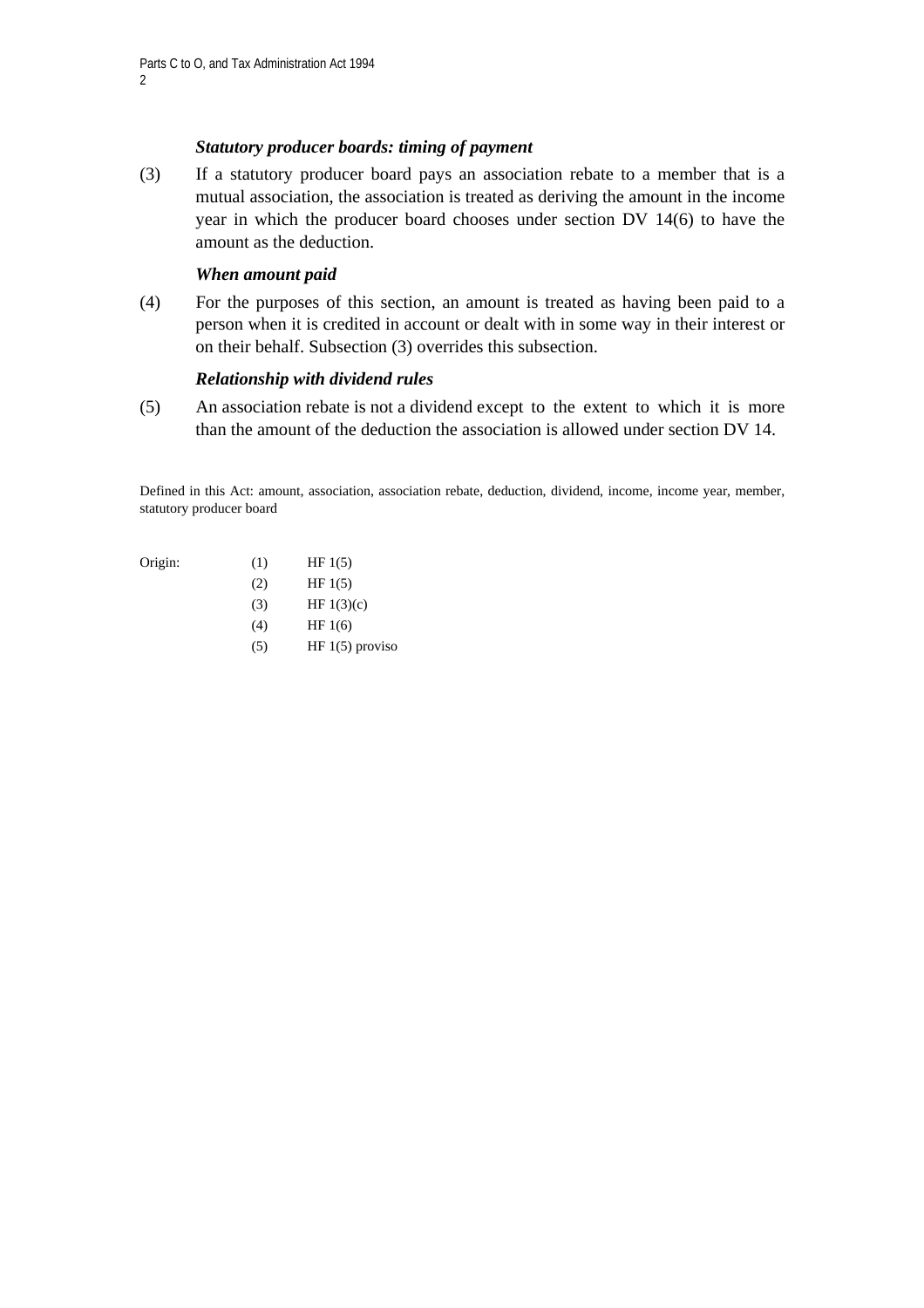*Statutory producer boards: timing of payment*

(3) If a statutory producer board pays an association rebate to a member that is a mutual association, the association is treated as deriving the amount in the income year in which the producer board chooses under section DV 14(6) to have the amount as the deduction.

*When amount paid*

(4) For the purposes of this section, an amount is treated as having been paid to a person when it is credited in account or dealt with in some way in their interest or on their behalf. Subsection (3) overrides this subsection.

*Relationship with dividend rules*

(5) An association rebate is not a dividend except to the extent to which it is more than the amount of the deduction the association is allowed under section DV 14.

Defined in this Act: amount, association, association rebate, deduction, dividend, income, income year, member, statutory producer board

| Origin: | (1) | HF 1(5) |
|---|---|---|
| | (2) | HF 1(5) |
| | (3) | HF 1(3)(c) |
| | (4) | HF 1(6) |
| | (5) | HF 1(5) proviso |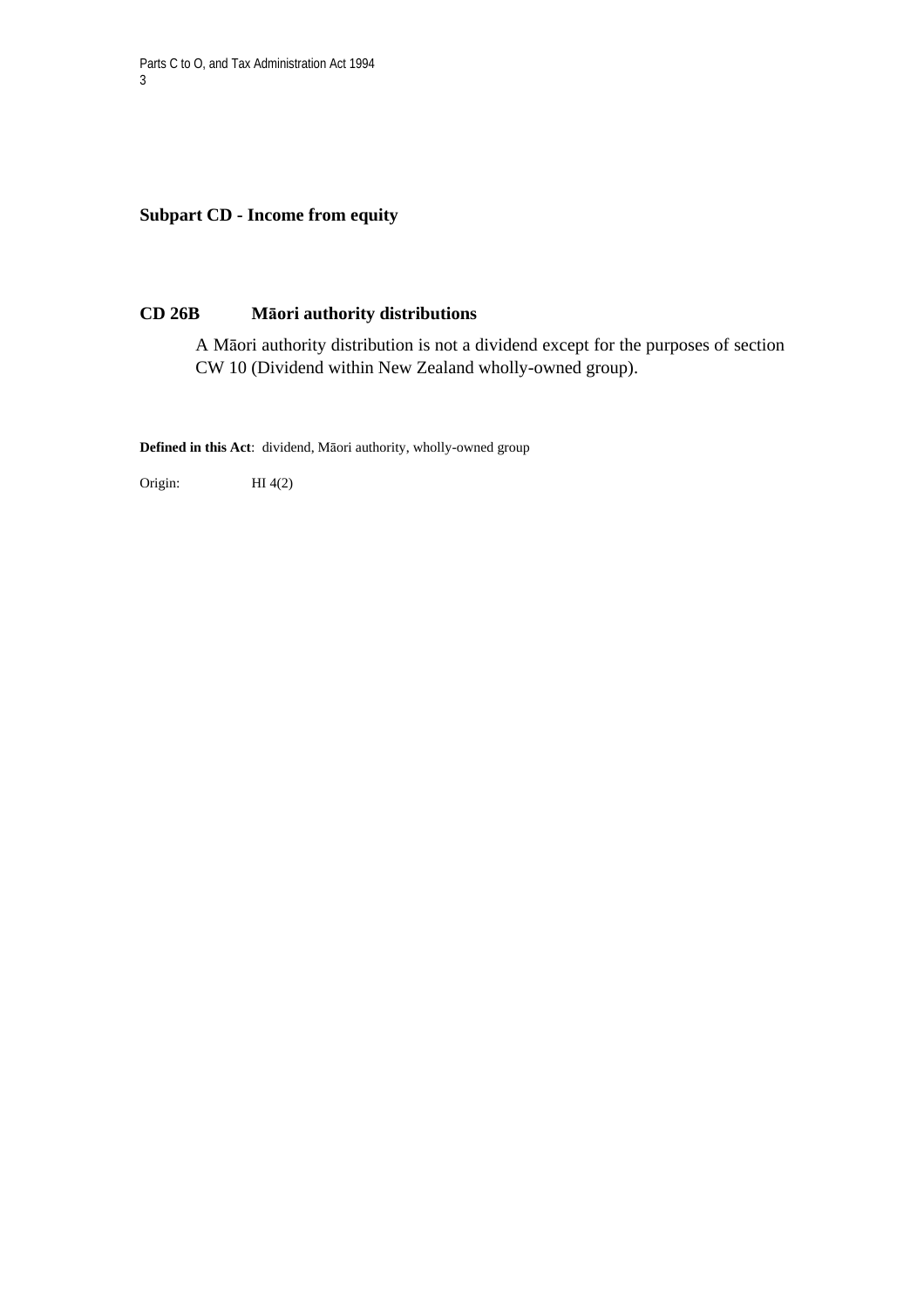## Subpart CD - Income from equity

### CD 26B Māori authority distributions

A Māori authority distribution is not a dividend except for the purposes of section CW 10 (Dividend within New Zealand wholly-owned group).

**Defined in this Act**: dividend, Māori authority, wholly-owned group

Origin: HI 4(2)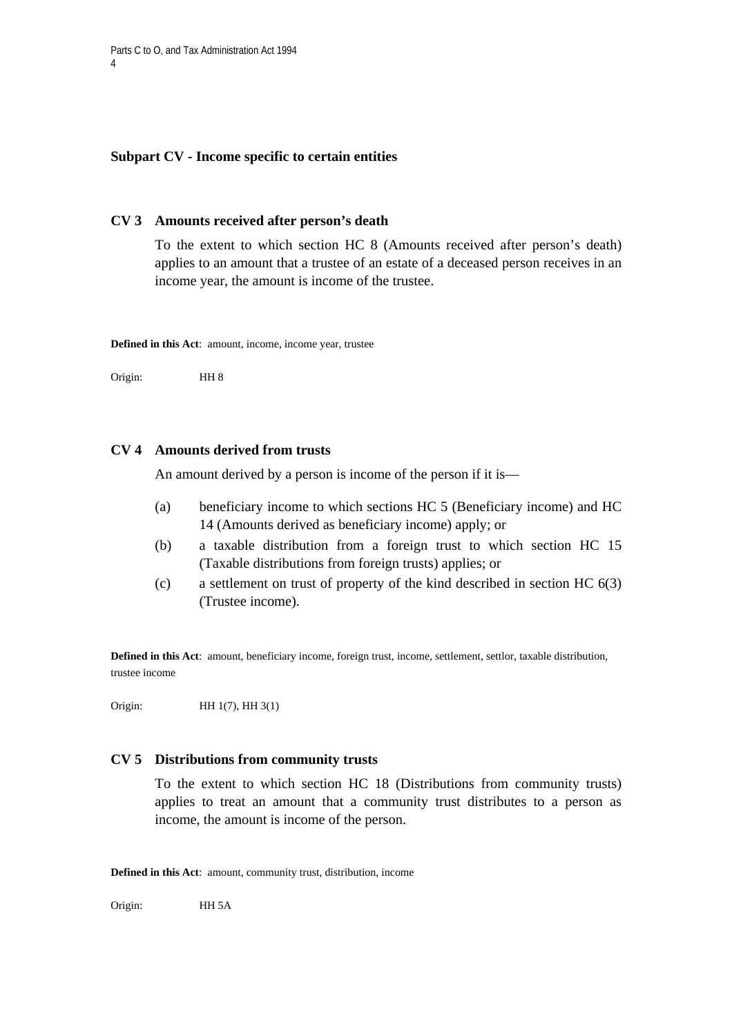## Subpart CV - Income specific to certain entities

### CV 3 Amounts received after person's death

To the extent to which section HC 8 (Amounts received after person's death) applies to an amount that a trustee of an estate of a deceased person receives in an income year, the amount is income of the trustee.

**Defined in this Act**: amount, income, income year, trustee

Origin: HH 8

### CV 4 Amounts derived from trusts

An amount derived by a person is income of the person if it is—

(a) beneficiary income to which sections HC 5 (Beneficiary income) and HC 14 (Amounts derived as beneficiary income) apply; or

(b) a taxable distribution from a foreign trust to which section HC 15 (Taxable distributions from foreign trusts) applies; or

(c) a settlement on trust of property of the kind described in section HC 6(3) (Trustee income).

**Defined in this Act**: amount, beneficiary income, foreign trust, income, settlement, settlor, taxable distribution, trustee income

Origin: HH 1(7), HH 3(1)

### CV 5 Distributions from community trusts

To the extent to which section HC 18 (Distributions from community trusts) applies to treat an amount that a community trust distributes to a person as income, the amount is income of the person.

**Defined in this Act**: amount, community trust, distribution, income

Origin: HH 5A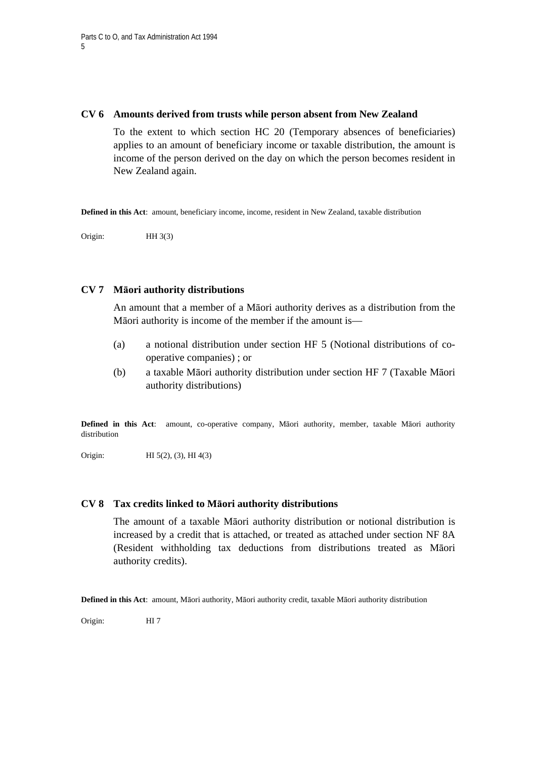### CV 6 Amounts derived from trusts while person absent from New Zealand

To the extent to which section HC 20 (Temporary absences of beneficiaries) applies to an amount of beneficiary income or taxable distribution, the amount is income of the person derived on the day on which the person becomes resident in New Zealand again.

**Defined in this Act**: amount, beneficiary income, income, resident in New Zealand, taxable distribution

Origin: HH 3(3)

### CV 7 Māori authority distributions

An amount that a member of a Māori authority derives as a distribution from the Māori authority is income of the member if the amount is—

(a) a notional distribution under section HF 5 (Notional distributions of co-operative companies) ; or

(b) a taxable Māori authority distribution under section HF 7 (Taxable Māori authority distributions)

**Defined in this Act**: amount, co-operative company, Māori authority, member, taxable Māori authority distribution

Origin: HI 5(2), (3), HI 4(3)

### CV 8 Tax credits linked to Māori authority distributions

The amount of a taxable Māori authority distribution or notional distribution is increased by a credit that is attached, or treated as attached under section NF 8A (Resident withholding tax deductions from distributions treated as Māori authority credits).

**Defined in this Act**: amount, Māori authority, Māori authority credit, taxable Māori authority distribution

Origin: HI 7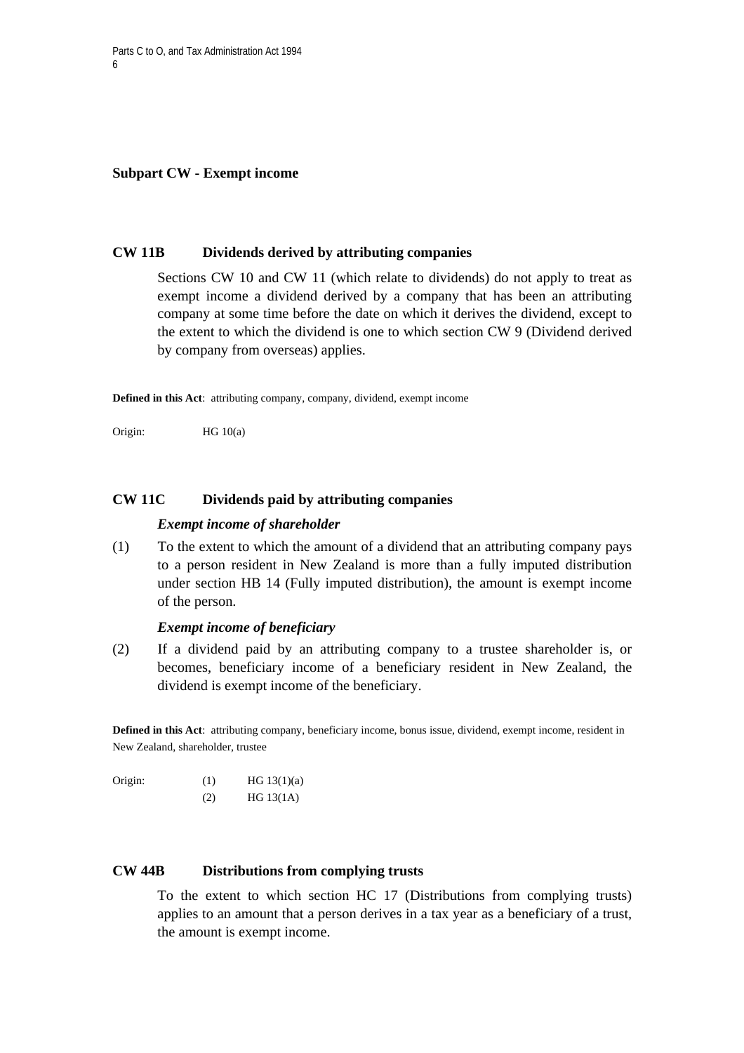## Subpart CW - Exempt income

### CW 11B Dividends derived by attributing companies

Sections CW 10 and CW 11 (which relate to dividends) do not apply to treat as exempt income a dividend derived by a company that has been an attributing company at some time before the date on which it derives the dividend, except to the extent to which the dividend is one to which section CW 9 (Dividend derived by company from overseas) applies.

**Defined in this Act**: attributing company, company, dividend, exempt income

Origin: HG 10(a)

### CW 11C Dividends paid by attributing companies

***Exempt income of shareholder***

(1) To the extent to which the amount of a dividend that an attributing company pays to a person resident in New Zealand is more than a fully imputed distribution under section HB 14 (Fully imputed distribution), the amount is exempt income of the person.

***Exempt income of beneficiary***

(2) If a dividend paid by an attributing company to a trustee shareholder is, or becomes, beneficiary income of a beneficiary resident in New Zealand, the dividend is exempt income of the beneficiary.

**Defined in this Act**: attributing company, beneficiary income, bonus issue, dividend, exempt income, resident in New Zealand, shareholder, trustee

Origin: (1) HG 13(1)(a)
(2) HG 13(1A)

### CW 44B Distributions from complying trusts

To the extent to which section HC 17 (Distributions from complying trusts) applies to an amount that a person derives in a tax year as a beneficiary of a trust, the amount is exempt income.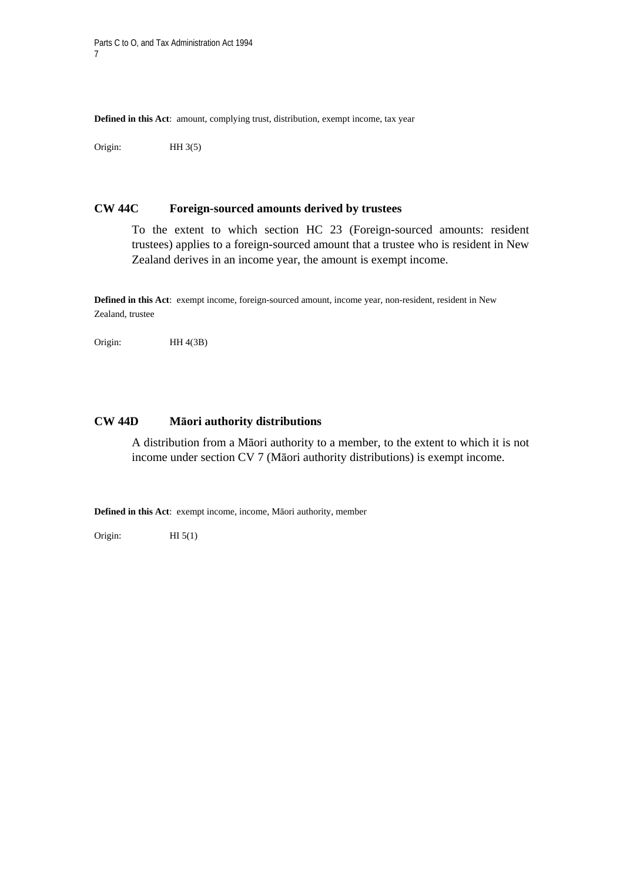**Defined in this Act**: amount, complying trust, distribution, exempt income, tax year

Origin: HH 3(5)

## CW 44C Foreign-sourced amounts derived by trustees

To the extent to which section HC 23 (Foreign-sourced amounts: resident trustees) applies to a foreign-sourced amount that a trustee who is resident in New Zealand derives in an income year, the amount is exempt income.

**Defined in this Act**: exempt income, foreign-sourced amount, income year, non-resident, resident in New Zealand, trustee

Origin: HH 4(3B)

## CW 44D Māori authority distributions

A distribution from a Māori authority to a member, to the extent to which it is not income under section CV 7 (Māori authority distributions) is exempt income.

**Defined in this Act**: exempt income, income, Māori authority, member

Origin: HI 5(1)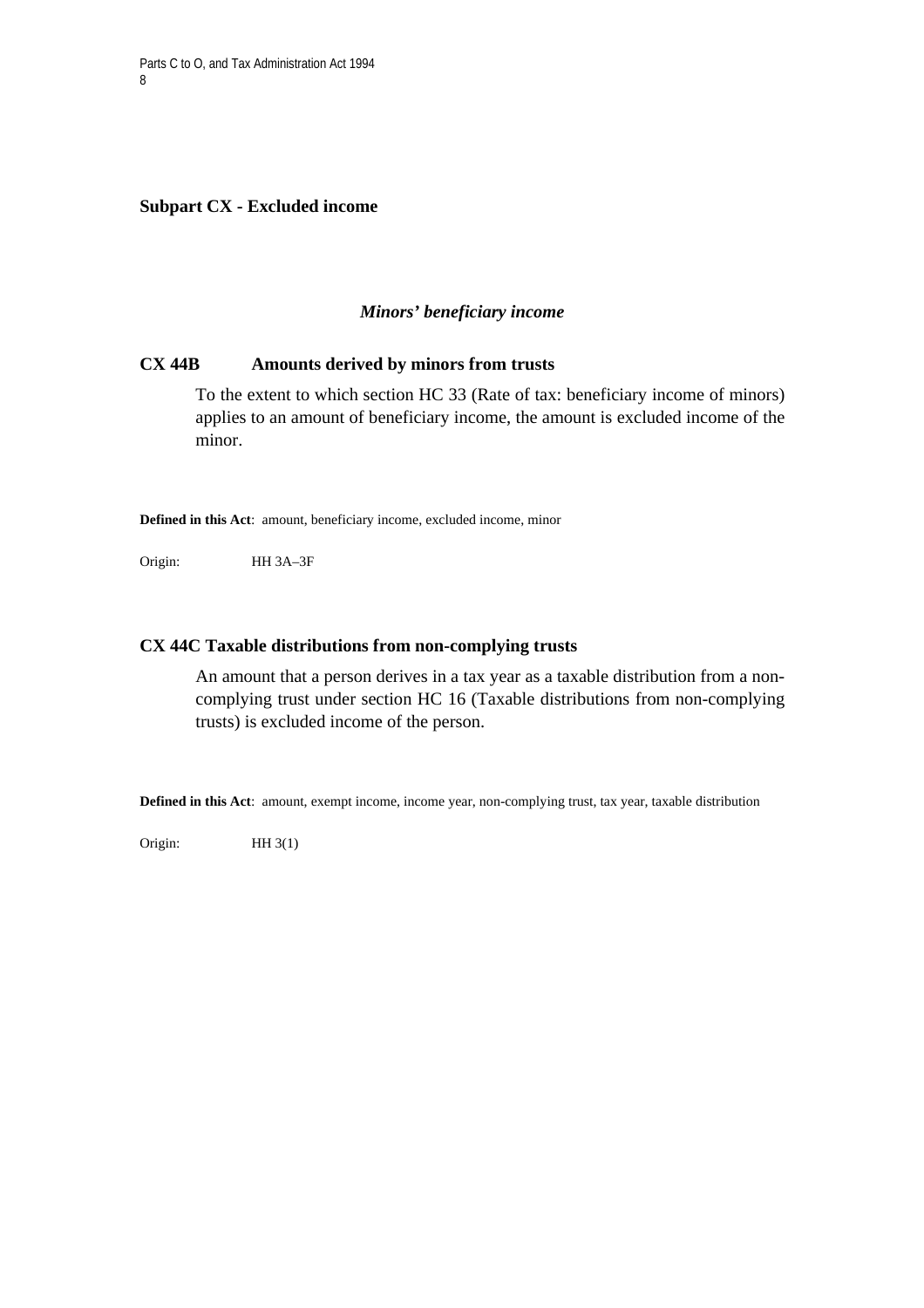## Subpart CX - Excluded income

### *Minors' beneficiary income*

### CX 44B Amounts derived by minors from trusts

To the extent to which section HC 33 (Rate of tax: beneficiary income of minors) applies to an amount of beneficiary income, the amount is excluded income of the minor.

**Defined in this Act**: amount, beneficiary income, excluded income, minor

Origin: HH 3A–3F

### CX 44C Taxable distributions from non-complying trusts

An amount that a person derives in a tax year as a taxable distribution from a non-complying trust under section HC 16 (Taxable distributions from non-complying trusts) is excluded income of the person.

**Defined in this Act**: amount, exempt income, income year, non-complying trust, tax year, taxable distribution

Origin: HH 3(1)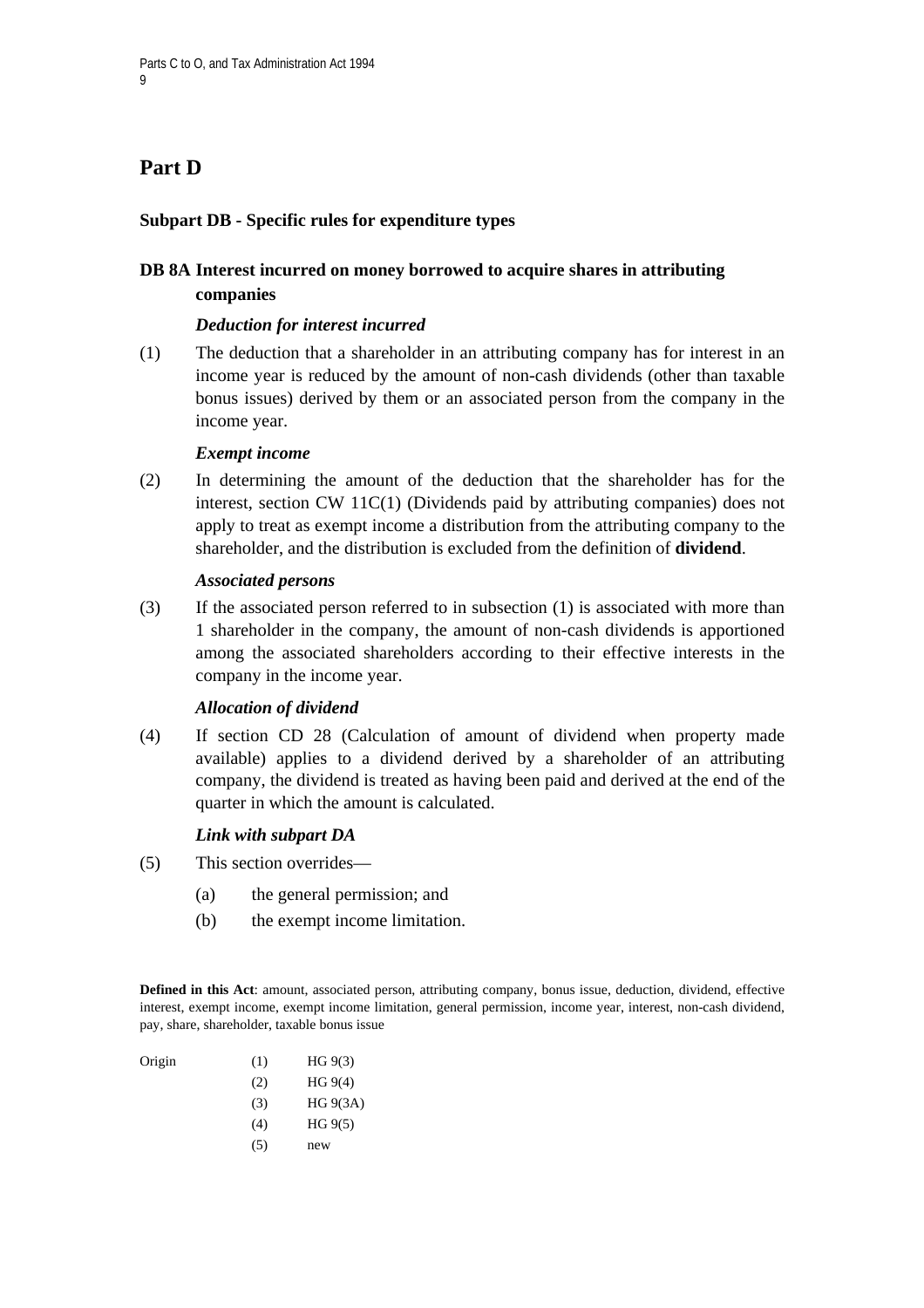## Part D

### Subpart DB - Specific rules for expenditure types

### DB 8A Interest incurred on money borrowed to acquire shares in attributing companies

*Deduction for interest incurred*

(1) The deduction that a shareholder in an attributing company has for interest in an income year is reduced by the amount of non-cash dividends (other than taxable bonus issues) derived by them or an associated person from the company in the income year.

*Exempt income*

(2) In determining the amount of the deduction that the shareholder has for the interest, section CW 11C(1) (Dividends paid by attributing companies) does not apply to treat as exempt income a distribution from the attributing company to the shareholder, and the distribution is excluded from the definition of **dividend**.

*Associated persons*

(3) If the associated person referred to in subsection (1) is associated with more than 1 shareholder in the company, the amount of non-cash dividends is apportioned among the associated shareholders according to their effective interests in the company in the income year.

*Allocation of dividend*

(4) If section CD 28 (Calculation of amount of dividend when property made available) applies to a dividend derived by a shareholder of an attributing company, the dividend is treated as having been paid and derived at the end of the quarter in which the amount is calculated.

*Link with subpart DA*

(5) This section overrides—

(a) the general permission; and

(b) the exempt income limitation.

**Defined in this Act**: amount, associated person, attributing company, bonus issue, deduction, dividend, effective interest, exempt income, exempt income limitation, general permission, income year, interest, non-cash dividend, pay, share, shareholder, taxable bonus issue

| Origin | | |
|---|---|---|
| | (1) | HG 9(3) |
| | (2) | HG 9(4) |
| | (3) | HG 9(3A) |
| | (4) | HG 9(5) |
| | (5) | new |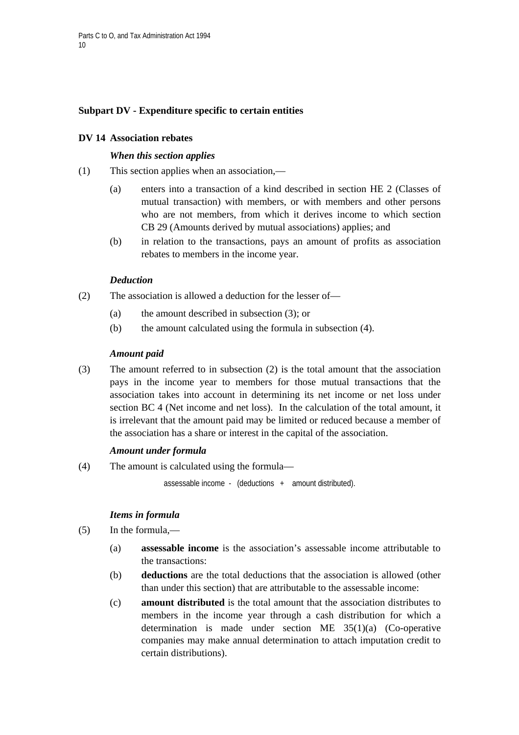## Subpart DV - Expenditure specific to certain entities

### DV 14 Association rebates

***When this section applies***

(1) This section applies when an association,—

- (a) enters into a transaction of a kind described in section HE 2 (Classes of mutual transaction) with members, or with members and other persons who are not members, from which it derives income to which section CB 29 (Amounts derived by mutual associations) applies; and
- (b) in relation to the transactions, pays an amount of profits as association rebates to members in the income year.

***Deduction***

(2) The association is allowed a deduction for the lesser of—

- (a) the amount described in subsection (3); or
- (b) the amount calculated using the formula in subsection (4).

***Amount paid***

(3) The amount referred to in subsection (2) is the total amount that the association pays in the income year to members for those mutual transactions that the association takes into account in determining its net income or net loss under section BC 4 (Net income and net loss). In the calculation of the total amount, it is irrelevant that the amount paid may be limited or reduced because a member of the association has a share or interest in the capital of the association.

***Amount under formula***

(4) The amount is calculated using the formula—

$$\text{assessable income} - (\text{deductions} + \text{amount distributed}).$$

***Items in formula***

(5) In the formula,—

- (a) **assessable income** is the association's assessable income attributable to the transactions:
- (b) **deductions** are the total deductions that the association is allowed (other than under this section) that are attributable to the assessable income:
- (c) **amount distributed** is the total amount that the association distributes to members in the income year through a cash distribution for which a determination is made under section ME 35(1)(a) (Co-operative companies may make annual determination to attach imputation credit to certain distributions).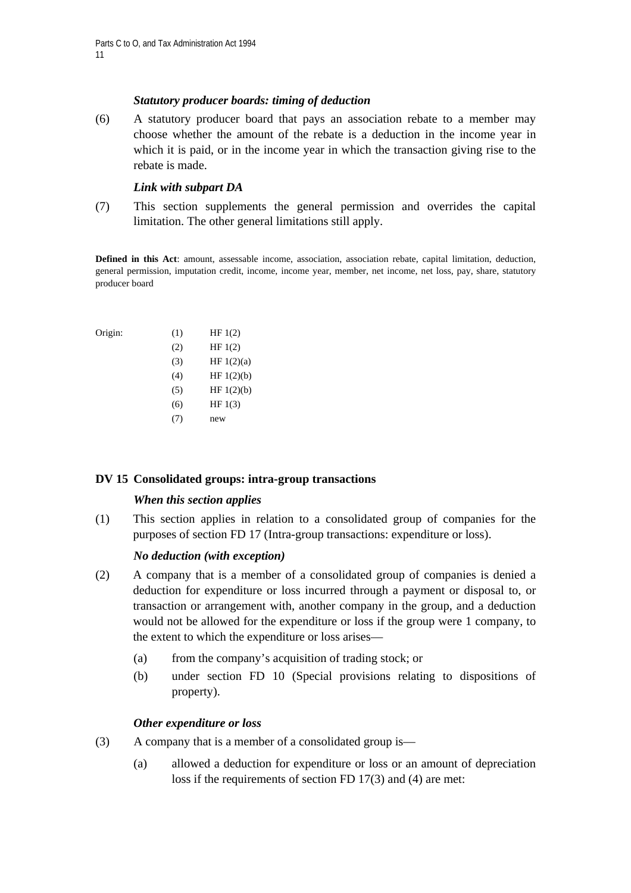*Statutory producer boards: timing of deduction*

(6) A statutory producer board that pays an association rebate to a member may choose whether the amount of the rebate is a deduction in the income year in which it is paid, or in the income year in which the transaction giving rise to the rebate is made.

*Link with subpart DA*

(7) This section supplements the general permission and overrides the capital limitation. The other general limitations still apply.

**Defined in this Act**: amount, assessable income, association, association rebate, capital limitation, deduction, general permission, imputation credit, income, income year, member, net income, net loss, pay, share, statutory producer board

| Origin: | (1) | HF 1(2) |
|---|---|---|
| | (2) | HF 1(2) |
| | (3) | HF 1(2)(a) |
| | (4) | HF 1(2)(b) |
| | (5) | HF 1(2)(b) |
| | (6) | HF 1(3) |
| | (7) | new |

### DV 15 Consolidated groups: intra-group transactions

*When this section applies*

(1) This section applies in relation to a consolidated group of companies for the purposes of section FD 17 (Intra-group transactions: expenditure or loss).

*No deduction (with exception)*

(2) A company that is a member of a consolidated group of companies is denied a deduction for expenditure or loss incurred through a payment or disposal to, or transaction or arrangement with, another company in the group, and a deduction would not be allowed for the expenditure or loss if the group were 1 company, to the extent to which the expenditure or loss arises—

- (a) from the company's acquisition of trading stock; or
- (b) under section FD 10 (Special provisions relating to dispositions of property).

*Other expenditure or loss*

(3) A company that is a member of a consolidated group is—

- (a) allowed a deduction for expenditure or loss or an amount of depreciation loss if the requirements of section FD 17(3) and (4) are met: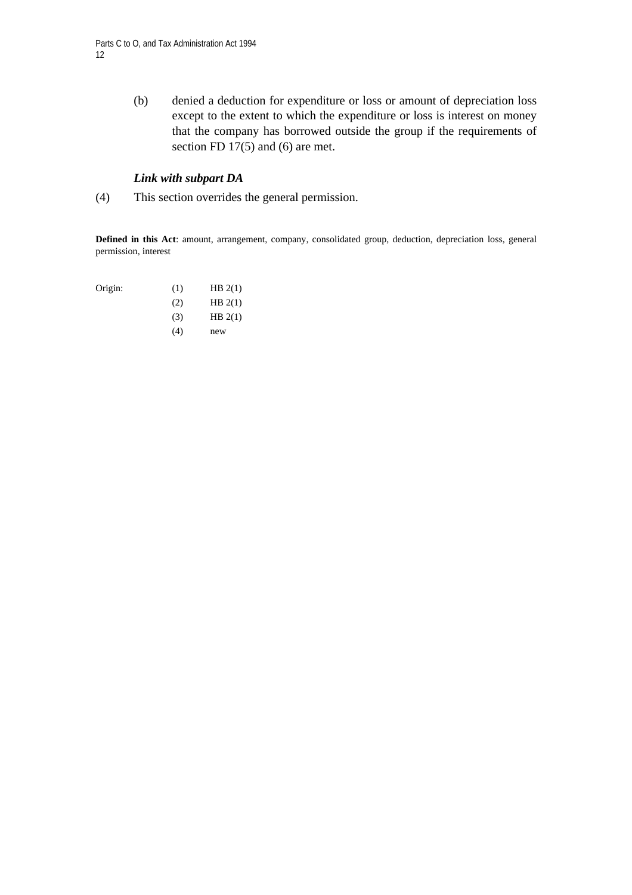(b) denied a deduction for expenditure or loss or amount of depreciation loss except to the extent to which the expenditure or loss is interest on money that the company has borrowed outside the group if the requirements of section FD 17(5) and (6) are met.

***Link with subpart DA***

(4) This section overrides the general permission.

**Defined in this Act**: amount, arrangement, company, consolidated group, deduction, depreciation loss, general permission, interest

| Origin: | | |
|---|---|---|
| | (1) | HB 2(1) |
| | (2) | HB 2(1) |
| | (3) | HB 2(1) |
| | (4) | new |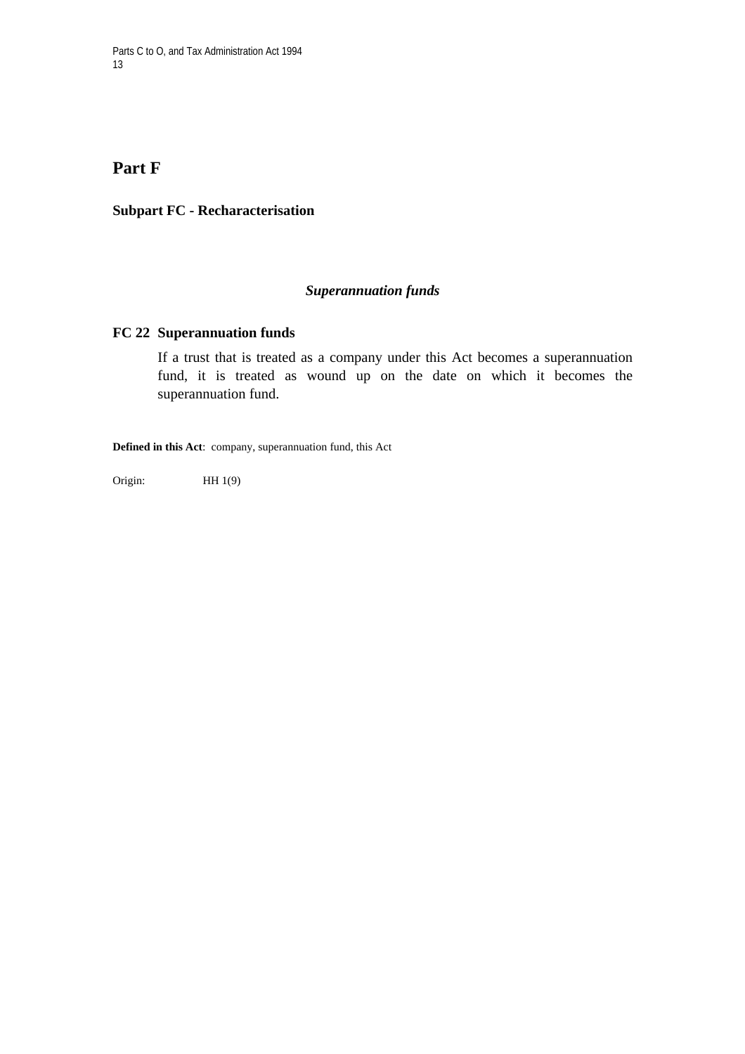# Part F

## Subpart FC - Recharacterisation

### *Superannuation funds*

**FC 22 Superannuation funds**

If a trust that is treated as a company under this Act becomes a superannuation fund, it is treated as wound up on the date on which it becomes the superannuation fund.

**Defined in this Act**: company, superannuation fund, this Act

Origin: HH 1(9)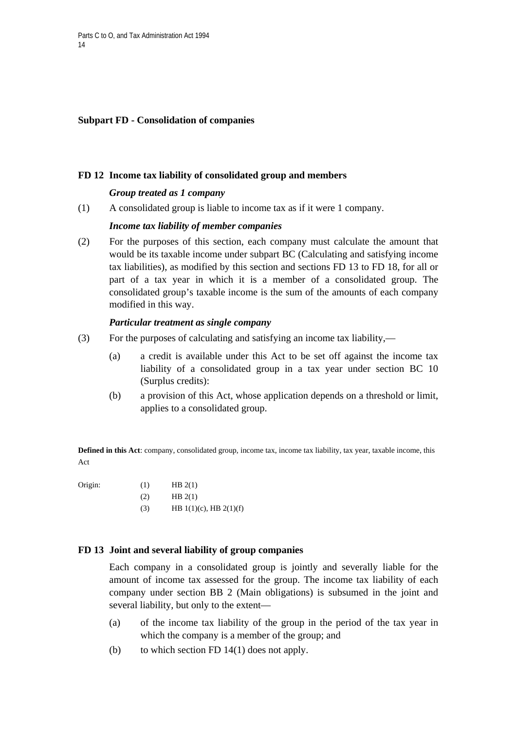## Subpart FD - Consolidation of companies

### FD 12 Income tax liability of consolidated group and members

***Group treated as 1 company***

(1) A consolidated group is liable to income tax as if it were 1 company.

***Income tax liability of member companies***

(2) For the purposes of this section, each company must calculate the amount that would be its taxable income under subpart BC (Calculating and satisfying income tax liabilities), as modified by this section and sections FD 13 to FD 18, for all or part of a tax year in which it is a member of a consolidated group. The consolidated group's taxable income is the sum of the amounts of each company modified in this way.

***Particular treatment as single company***

(3) For the purposes of calculating and satisfying an income tax liability,—

(a) a credit is available under this Act to be set off against the income tax liability of a consolidated group in a tax year under section BC 10 (Surplus credits):

(b) a provision of this Act, whose application depends on a threshold or limit, applies to a consolidated group.

**Defined in this Act**: company, consolidated group, income tax, income tax liability, tax year, taxable income, this Act

| Origin: | | |
|---|---|---|
| | (1) | HB 2(1) |
| | (2) | HB 2(1) |
| | (3) | HB 1(1)(c), HB 2(1)(f) |

### FD 13 Joint and several liability of group companies

Each company in a consolidated group is jointly and severally liable for the amount of income tax assessed for the group. The income tax liability of each company under section BB 2 (Main obligations) is subsumed in the joint and several liability, but only to the extent—

(a) of the income tax liability of the group in the period of the tax year in which the company is a member of the group; and

(b) to which section FD 14(1) does not apply.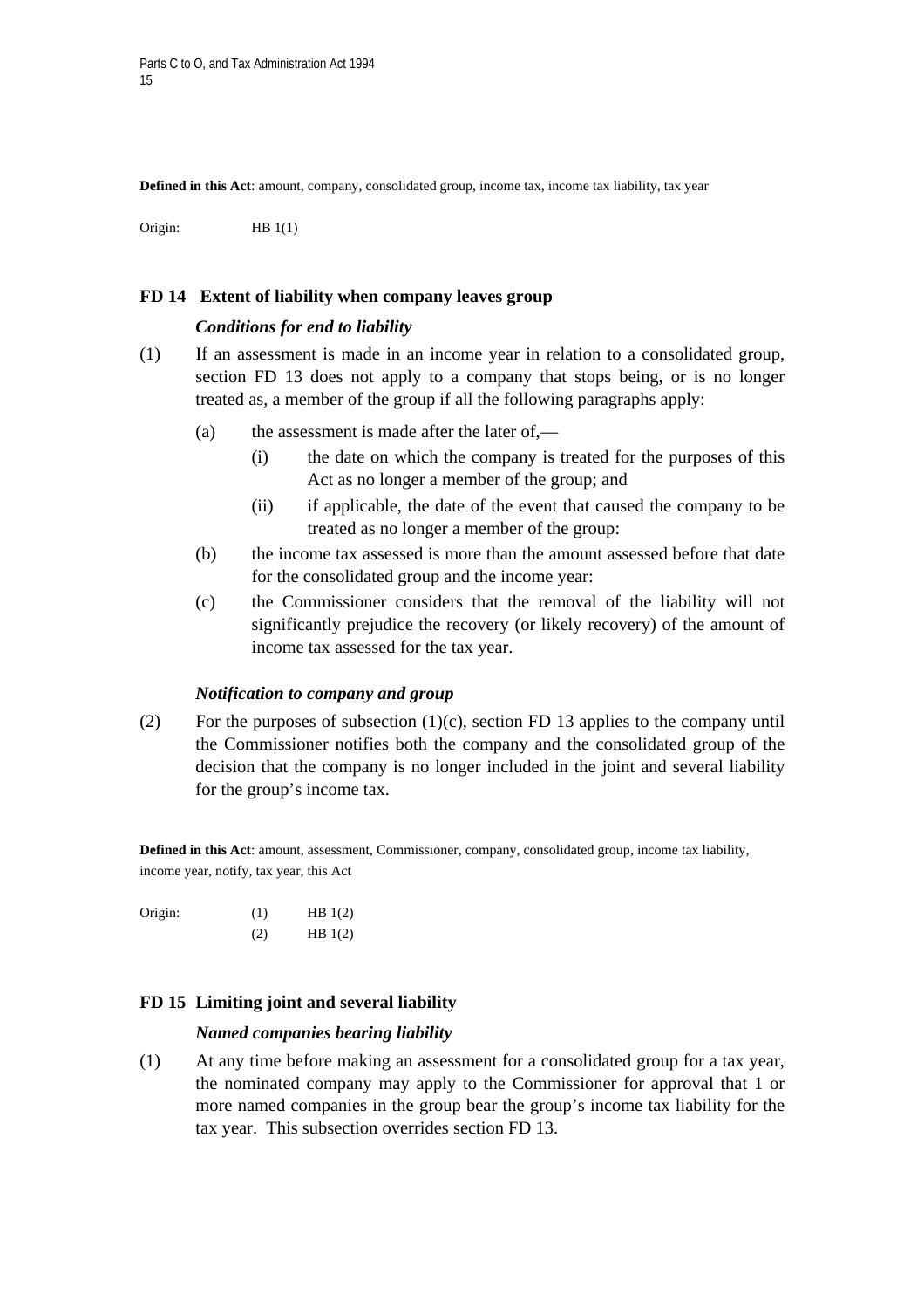**Defined in this Act**: amount, company, consolidated group, income tax, income tax liability, tax year

Origin: HB 1(1)

### FD 14 Extent of liability when company leaves group

***Conditions for end to liability***

(1) If an assessment is made in an income year in relation to a consolidated group, section FD 13 does not apply to a company that stops being, or is no longer treated as, a member of the group if all the following paragraphs apply:

- (a) the assessment is made after the later of,—
  - (i) the date on which the company is treated for the purposes of this Act as no longer a member of the group; and
  - (ii) if applicable, the date of the event that caused the company to be treated as no longer a member of the group:
- (b) the income tax assessed is more than the amount assessed before that date for the consolidated group and the income year:
- (c) the Commissioner considers that the removal of the liability will not significantly prejudice the recovery (or likely recovery) of the amount of income tax assessed for the tax year.

***Notification to company and group***

(2) For the purposes of subsection (1)(c), section FD 13 applies to the company until the Commissioner notifies both the company and the consolidated group of the decision that the company is no longer included in the joint and several liability for the group's income tax.

**Defined in this Act**: amount, assessment, Commissioner, company, consolidated group, income tax liability, income year, notify, tax year, this Act

| Origin: | (1) | HB 1(2) |
|---|---|---|
| | (2) | HB 1(2) |

### FD 15 Limiting joint and several liability

***Named companies bearing liability***

(1) At any time before making an assessment for a consolidated group for a tax year, the nominated company may apply to the Commissioner for approval that 1 or more named companies in the group bear the group's income tax liability for the tax year. This subsection overrides section FD 13.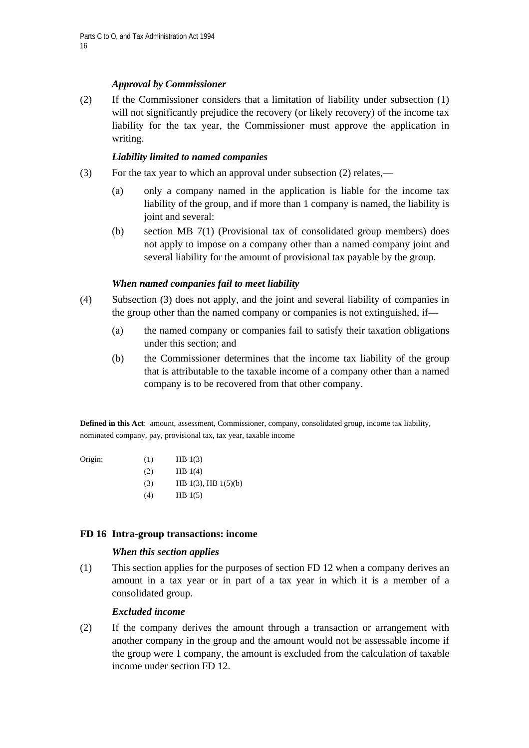*Approval by Commissioner*

(2) If the Commissioner considers that a limitation of liability under subsection (1) will not significantly prejudice the recovery (or likely recovery) of the income tax liability for the tax year, the Commissioner must approve the application in writing.

*Liability limited to named companies*

(3) For the tax year to which an approval under subsection (2) relates,—

(a) only a company named in the application is liable for the income tax liability of the group, and if more than 1 company is named, the liability is joint and several:

(b) section MB 7(1) (Provisional tax of consolidated group members) does not apply to impose on a company other than a named company joint and several liability for the amount of provisional tax payable by the group.

*When named companies fail to meet liability*

(4) Subsection (3) does not apply, and the joint and several liability of companies in the group other than the named company or companies is not extinguished, if—

(a) the named company or companies fail to satisfy their taxation obligations under this section; and

(b) the Commissioner determines that the income tax liability of the group that is attributable to the taxable income of a company other than a named company is to be recovered from that other company.

**Defined in this Act**: amount, assessment, Commissioner, company, consolidated group, income tax liability, nominated company, pay, provisional tax, tax year, taxable income

| Origin: | | |
|---|---|---|
| | (1) | HB 1(3) |
| | (2) | HB 1(4) |
| | (3) | HB 1(3), HB 1(5)(b) |
| | (4) | HB 1(5) |

## FD 16 Intra-group transactions: income

*When this section applies*

(1) This section applies for the purposes of section FD 12 when a company derives an amount in a tax year or in part of a tax year in which it is a member of a consolidated group.

*Excluded income*

(2) If the company derives the amount through a transaction or arrangement with another company in the group and the amount would not be assessable income if the group were 1 company, the amount is excluded from the calculation of taxable income under section FD 12.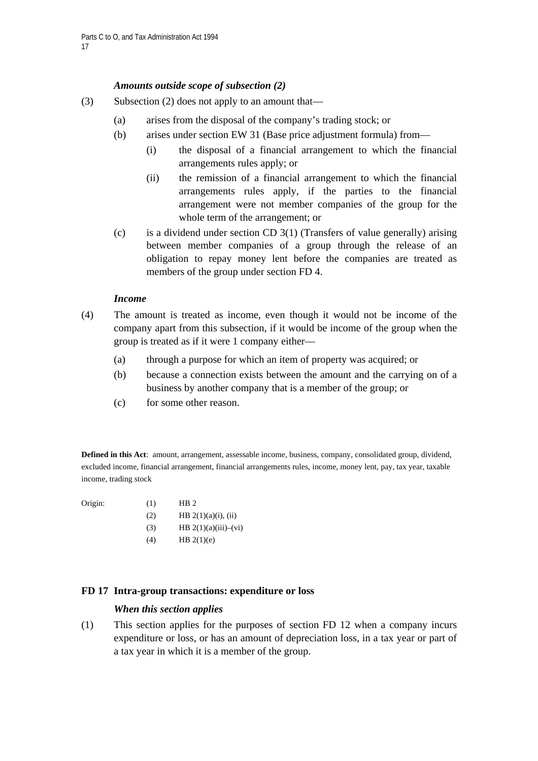### *Amounts outside scope of subsection (2)*

(3) Subsection (2) does not apply to an amount that—

- (a) arises from the disposal of the company's trading stock; or
- (b) arises under section EW 31 (Base price adjustment formula) from—
  - (i) the disposal of a financial arrangement to which the financial arrangements rules apply; or
  - (ii) the remission of a financial arrangement to which the financial arrangements rules apply, if the parties to the financial arrangement were not member companies of the group for the whole term of the arrangement; or
- (c) is a dividend under section CD 3(1) (Transfers of value generally) arising between member companies of a group through the release of an obligation to repay money lent before the companies are treated as members of the group under section FD 4.

### *Income*

(4) The amount is treated as income, even though it would not be income of the company apart from this subsection, if it would be income of the group when the group is treated as if it were 1 company either—

- (a) through a purpose for which an item of property was acquired; or
- (b) because a connection exists between the amount and the carrying on of a business by another company that is a member of the group; or
- (c) for some other reason.

**Defined in this Act**: amount, arrangement, assessable income, business, company, consolidated group, dividend, excluded income, financial arrangement, financial arrangements rules, income, money lent, pay, tax year, taxable income, trading stock

Origin:
- (1) HB 2
- (2) HB 2(1)(a)(i), (ii)
- (3) HB 2(1)(a)(iii)–(vi)
- (4) HB 2(1)(e)

## FD 17 Intra-group transactions: expenditure or loss

### *When this section applies*

(1) This section applies for the purposes of section FD 12 when a company incurs expenditure or loss, or has an amount of depreciation loss, in a tax year or part of a tax year in which it is a member of the group.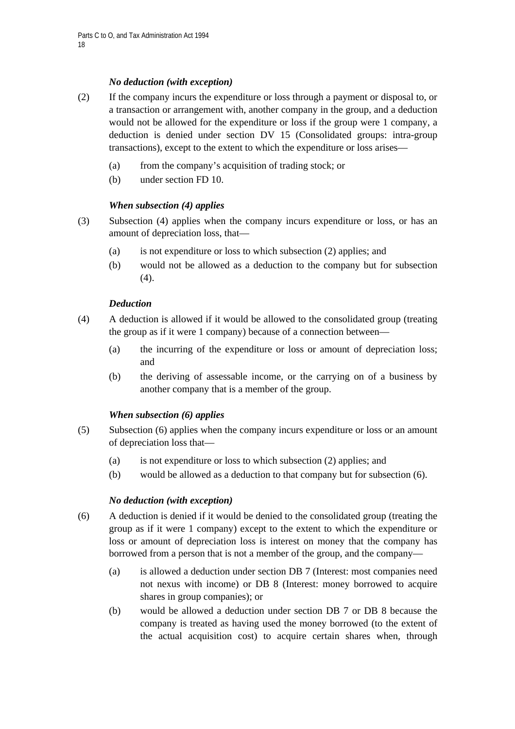*No deduction (with exception)*

(2) If the company incurs the expenditure or loss through a payment or disposal to, or a transaction or arrangement with, another company in the group, and a deduction would not be allowed for the expenditure or loss if the group were 1 company, a deduction is denied under section DV 15 (Consolidated groups: intra-group transactions), except to the extent to which the expenditure or loss arises—

- (a) from the company's acquisition of trading stock; or
- (b) under section FD 10.

*When subsection (4) applies*

(3) Subsection (4) applies when the company incurs expenditure or loss, or has an amount of depreciation loss, that—

- (a) is not expenditure or loss to which subsection (2) applies; and
- (b) would not be allowed as a deduction to the company but for subsection (4).

*Deduction*

(4) A deduction is allowed if it would be allowed to the consolidated group (treating the group as if it were 1 company) because of a connection between—

- (a) the incurring of the expenditure or loss or amount of depreciation loss; and
- (b) the deriving of assessable income, or the carrying on of a business by another company that is a member of the group.

*When subsection (6) applies*

(5) Subsection (6) applies when the company incurs expenditure or loss or an amount of depreciation loss that—

- (a) is not expenditure or loss to which subsection (2) applies; and
- (b) would be allowed as a deduction to that company but for subsection (6).

*No deduction (with exception)*

(6) A deduction is denied if it would be denied to the consolidated group (treating the group as if it were 1 company) except to the extent to which the expenditure or loss or amount of depreciation loss is interest on money that the company has borrowed from a person that is not a member of the group, and the company—

- (a) is allowed a deduction under section DB 7 (Interest: most companies need not nexus with income) or DB 8 (Interest: money borrowed to acquire shares in group companies); or
- (b) would be allowed a deduction under section DB 7 or DB 8 because the company is treated as having used the money borrowed (to the extent of the actual acquisition cost) to acquire certain shares when, through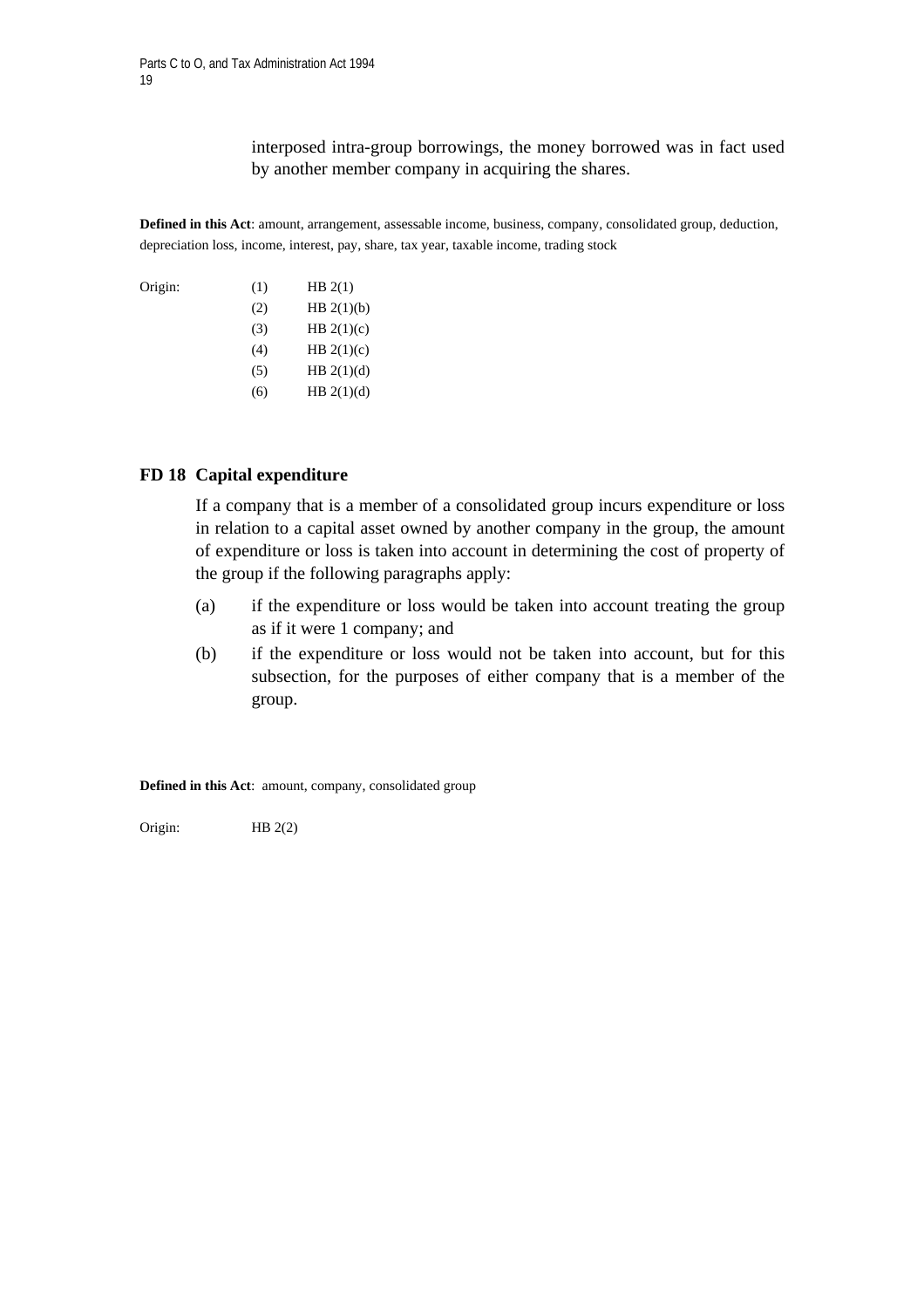interposed intra-group borrowings, the money borrowed was in fact used by another member company in acquiring the shares.

**Defined in this Act**: amount, arrangement, assessable income, business, company, consolidated group, deduction, depreciation loss, income, interest, pay, share, tax year, taxable income, trading stock

| Origin: | | |
|---|---|---|
| | (1) | HB 2(1) |
| | (2) | HB 2(1)(b) |
| | (3) | HB 2(1)(c) |
| | (4) | HB 2(1)(c) |
| | (5) | HB 2(1)(d) |
| | (6) | HB 2(1)(d) |

## FD 18 Capital expenditure

If a company that is a member of a consolidated group incurs expenditure or loss in relation to a capital asset owned by another company in the group, the amount of expenditure or loss is taken into account in determining the cost of property of the group if the following paragraphs apply:

(a) if the expenditure or loss would be taken into account treating the group as if it were 1 company; and

(b) if the expenditure or loss would not be taken into account, but for this subsection, for the purposes of either company that is a member of the group.

**Defined in this Act**: amount, company, consolidated group

Origin: HB 2(2)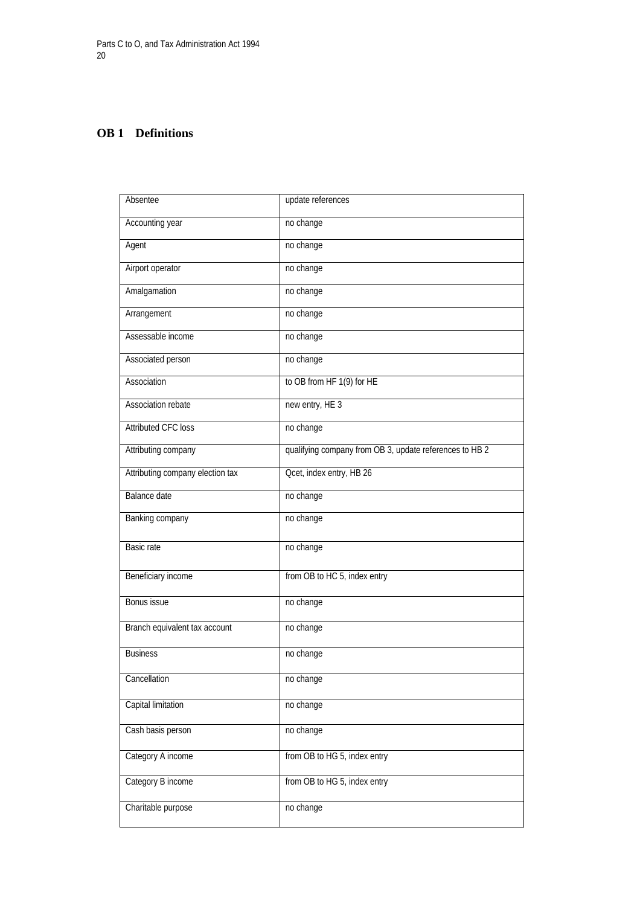## OB 1 Definitions

| | |
|---|---|
| Absentee | update references |
| Accounting year | no change |
| Agent | no change |
| Airport operator | no change |
| Amalgamation | no change |
| Arrangement | no change |
| Assessable income | no change |
| Associated person | no change |
| Association | to OB from HF 1(9) for HE |
| Association rebate | new entry, HE 3 |
| Attributed CFC loss | no change |
| Attributing company | qualifying company from OB 3, update references to HB 2 |
| Attributing company election tax | Qcet, index entry, HB 26 |
| Balance date | no change |
| Banking company | no change |
| Basic rate | no change |
| Beneficiary income | from OB to HC 5, index entry |
| Bonus issue | no change |
| Branch equivalent tax account | no change |
| Business | no change |
| Cancellation | no change |
| Capital limitation | no change |
| Cash basis person | no change |
| Category A income | from OB to HG 5, index entry |
| Category B income | from OB to HG 5, index entry |
| Charitable purpose | no change |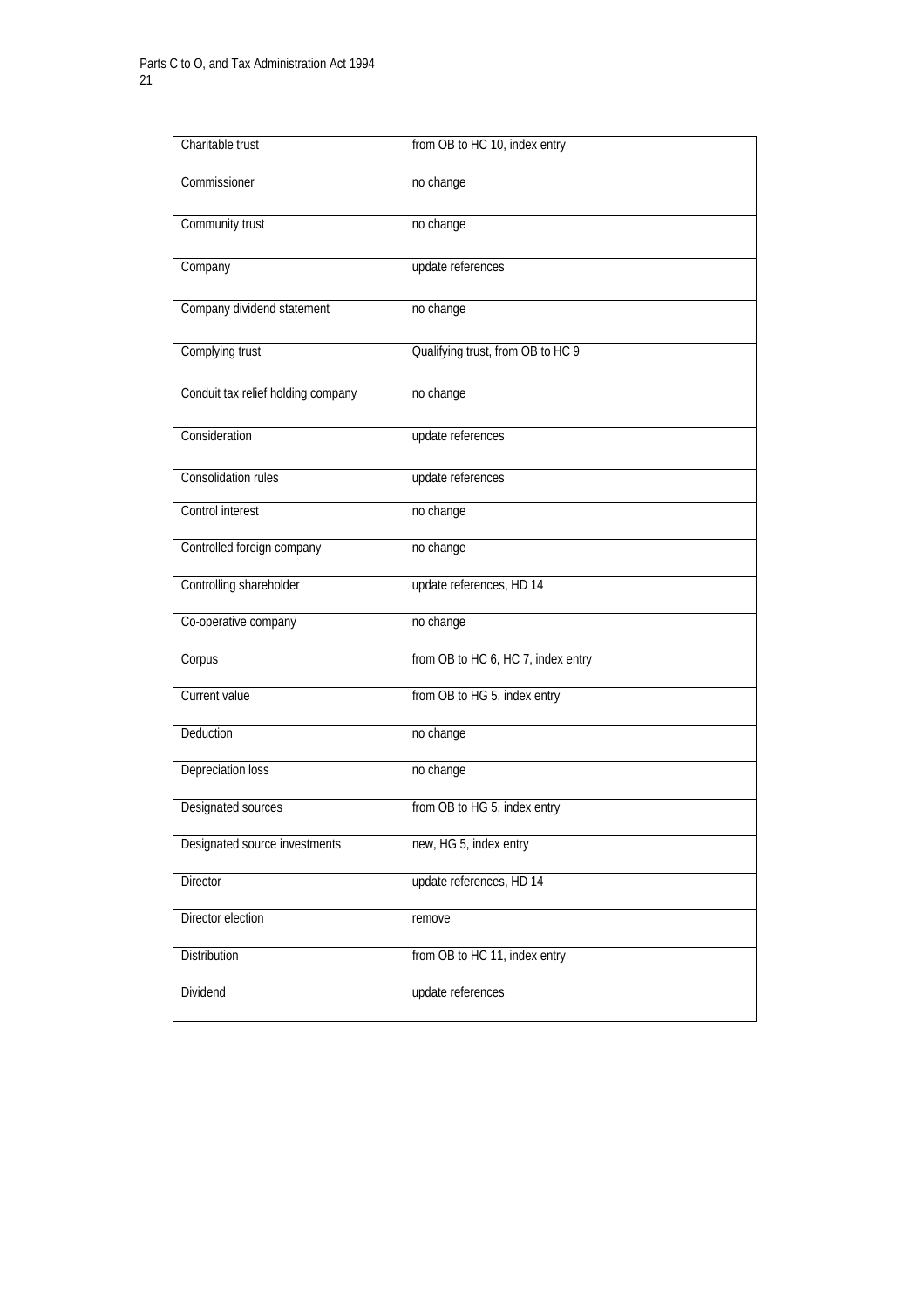| Charitable trust | from OB to HC 10, index entry |
|---|---|
| Commissioner | no change |
| Community trust | no change |
| Company | update references |
| Company dividend statement | no change |
| Complying trust | Qualifying trust, from OB to HC 9 |
| Conduit tax relief holding company | no change |
| Consideration | update references |
| Consolidation rules | update references |
| Control interest | no change |
| Controlled foreign company | no change |
| Controlling shareholder | update references, HD 14 |
| Co-operative company | no change |
| Corpus | from OB to HC 6, HC 7, index entry |
| Current value | from OB to HG 5, index entry |
| Deduction | no change |
| Depreciation loss | no change |
| Designated sources | from OB to HG 5, index entry |
| Designated source investments | new, HG 5, index entry |
| Director | update references, HD 14 |
| Director election | remove |
| Distribution | from OB to HC 11, index entry |
| Dividend | update references |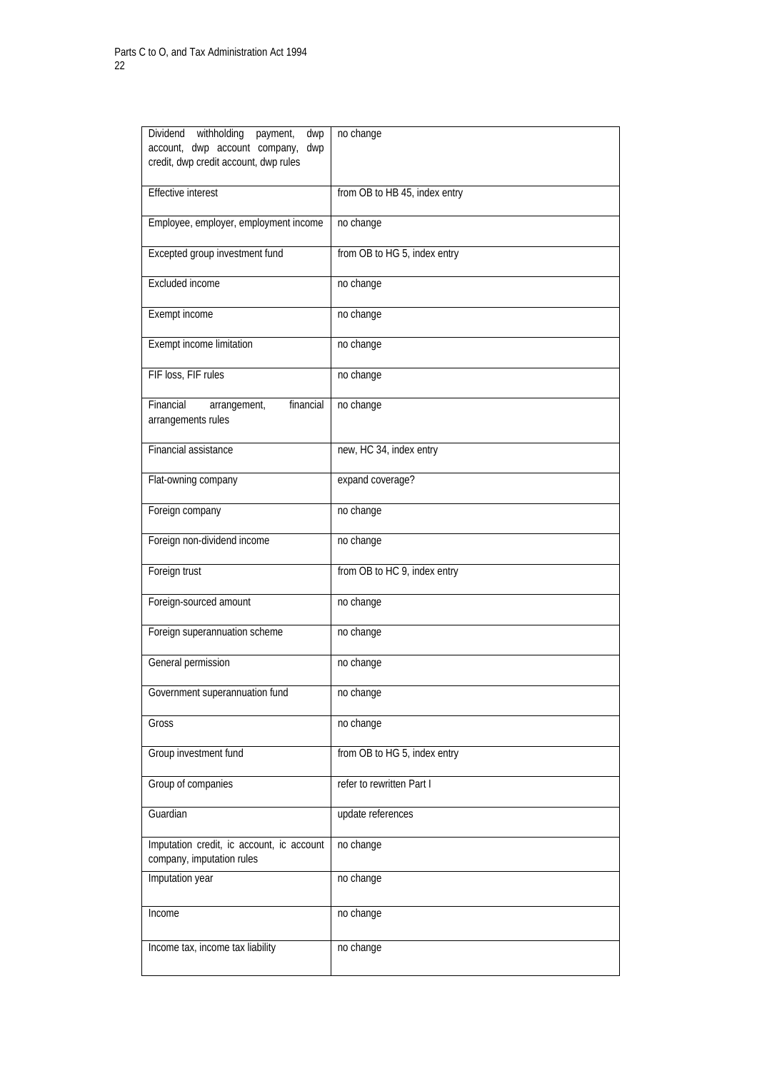| | |
|---|---|
| Dividend withholding payment, dwp account, dwp account company, dwp credit, dwp credit account, dwp rules | no change |
| Effective interest | from OB to HB 45, index entry |
| Employee, employer, employment income | no change |
| Excepted group investment fund | from OB to HG 5, index entry |
| Excluded income | no change |
| Exempt income | no change |
| Exempt income limitation | no change |
| FIF loss, FIF rules | no change |
| Financial arrangement, financial arrangements rules | no change |
| Financial assistance | new, HC 34, index entry |
| Flat-owning company | expand coverage? |
| Foreign company | no change |
| Foreign non-dividend income | no change |
| Foreign trust | from OB to HC 9, index entry |
| Foreign-sourced amount | no change |
| Foreign superannuation scheme | no change |
| General permission | no change |
| Government superannuation fund | no change |
| Gross | no change |
| Group investment fund | from OB to HG 5, index entry |
| Group of companies | refer to rewritten Part I |
| Guardian | update references |
| Imputation credit, ic account, ic account company, imputation rules | no change |
| Imputation year | no change |
| Income | no change |
| Income tax, income tax liability | no change |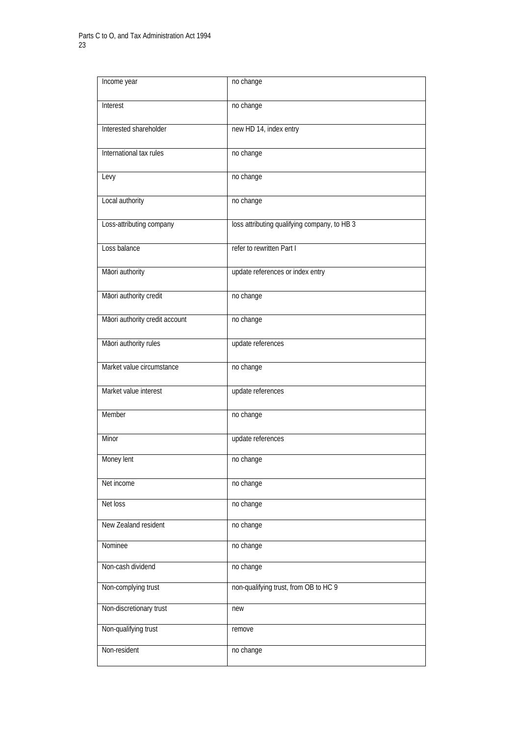| Income year | no change |
|---|---|
| Interest | no change |
| Interested shareholder | new HD 14, index entry |
| International tax rules | no change |
| Levy | no change |
| Local authority | no change |
| Loss-attributing company | loss attributing qualifying company, to HB 3 |
| Loss balance | refer to rewritten Part I |
| Māori authority | update references or index entry |
| Māori authority credit | no change |
| Māori authority credit account | no change |
| Māori authority rules | update references |
| Market value circumstance | no change |
| Market value interest | update references |
| Member | no change |
| Minor | update references |
| Money lent | no change |
| Net income | no change |
| Net loss | no change |
| New Zealand resident | no change |
| Nominee | no change |
| Non-cash dividend | no change |
| Non-complying trust | non-qualifying trust, from OB to HC 9 |
| Non-discretionary trust | new |
| Non-qualifying trust | remove |
| Non-resident | no change |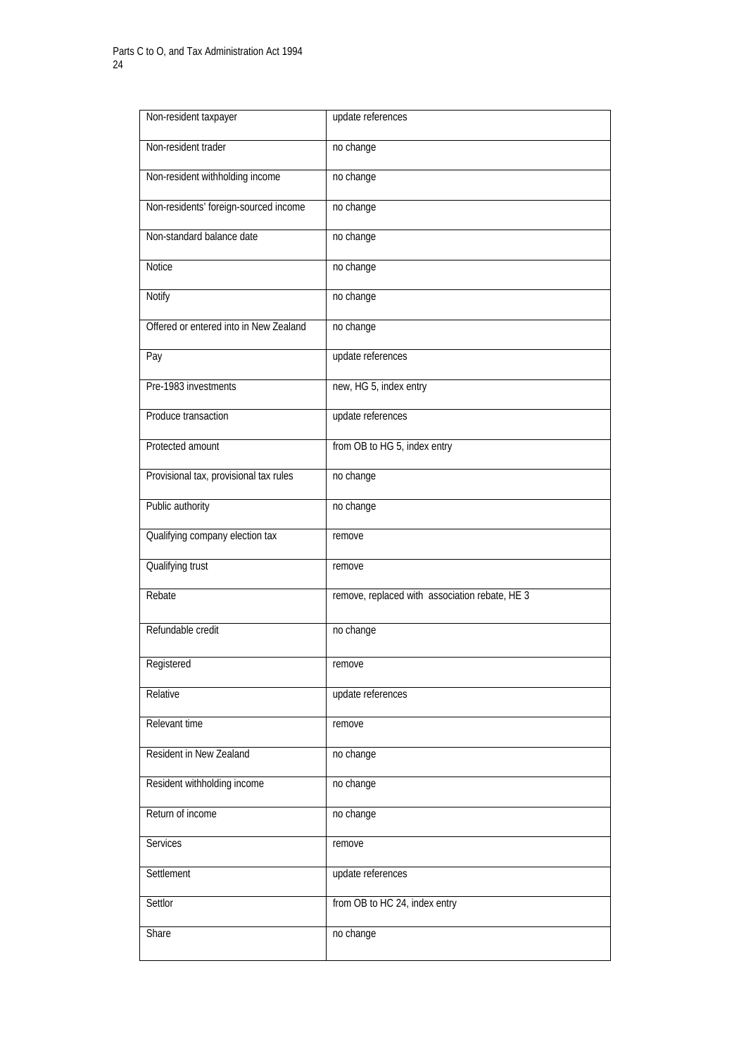| Non-resident taxpayer | update references |
|---|---|
| Non-resident trader | no change |
| Non-resident withholding income | no change |
| Non-residents' foreign-sourced income | no change |
| Non-standard balance date | no change |
| Notice | no change |
| Notify | no change |
| Offered or entered into in New Zealand | no change |
| Pay | update references |
| Pre-1983 investments | new, HG 5, index entry |
| Produce transaction | update references |
| Protected amount | from OB to HG 5, index entry |
| Provisional tax, provisional tax rules | no change |
| Public authority | no change |
| Qualifying company election tax | remove |
| Qualifying trust | remove |
| Rebate | remove, replaced with association rebate, HE 3 |
| Refundable credit | no change |
| Registered | remove |
| Relative | update references |
| Relevant time | remove |
| Resident in New Zealand | no change |
| Resident withholding income | no change |
| Return of income | no change |
| Services | remove |
| Settlement | update references |
| Settlor | from OB to HC 24, index entry |
| Share | no change |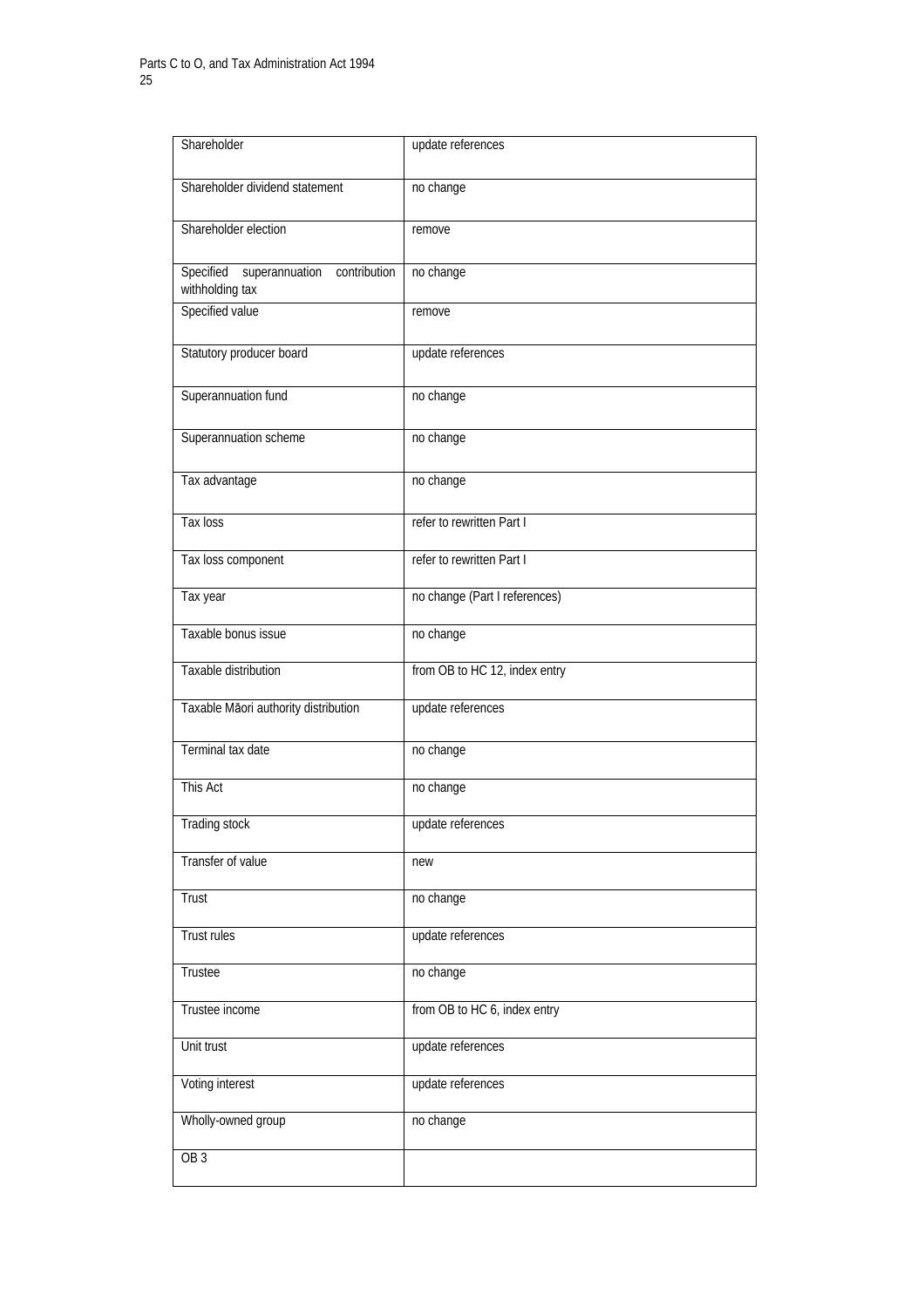| Shareholder | update references |
|---|---|
| Shareholder dividend statement | no change |
| Shareholder election | remove |
| Specified superannuation contribution withholding tax | no change |
| Specified value | remove |
| Statutory producer board | update references |
| Superannuation fund | no change |
| Superannuation scheme | no change |
| Tax advantage | no change |
| Tax loss | refer to rewritten Part I |
| Tax loss component | refer to rewritten Part I |
| Tax year | no change (Part I references) |
| Taxable bonus issue | no change |
| Taxable distribution | from OB to HC 12, index entry |
| Taxable Māori authority distribution | update references |
| Terminal tax date | no change |
| This Act | no change |
| Trading stock | update references |
| Transfer of value | new |
| Trust | no change |
| Trust rules | update references |
| Trustee | no change |
| Trustee income | from OB to HC 6, index entry |
| Unit trust | update references |
| Voting interest | update references |
| Wholly-owned group | no change |
| OB 3 | |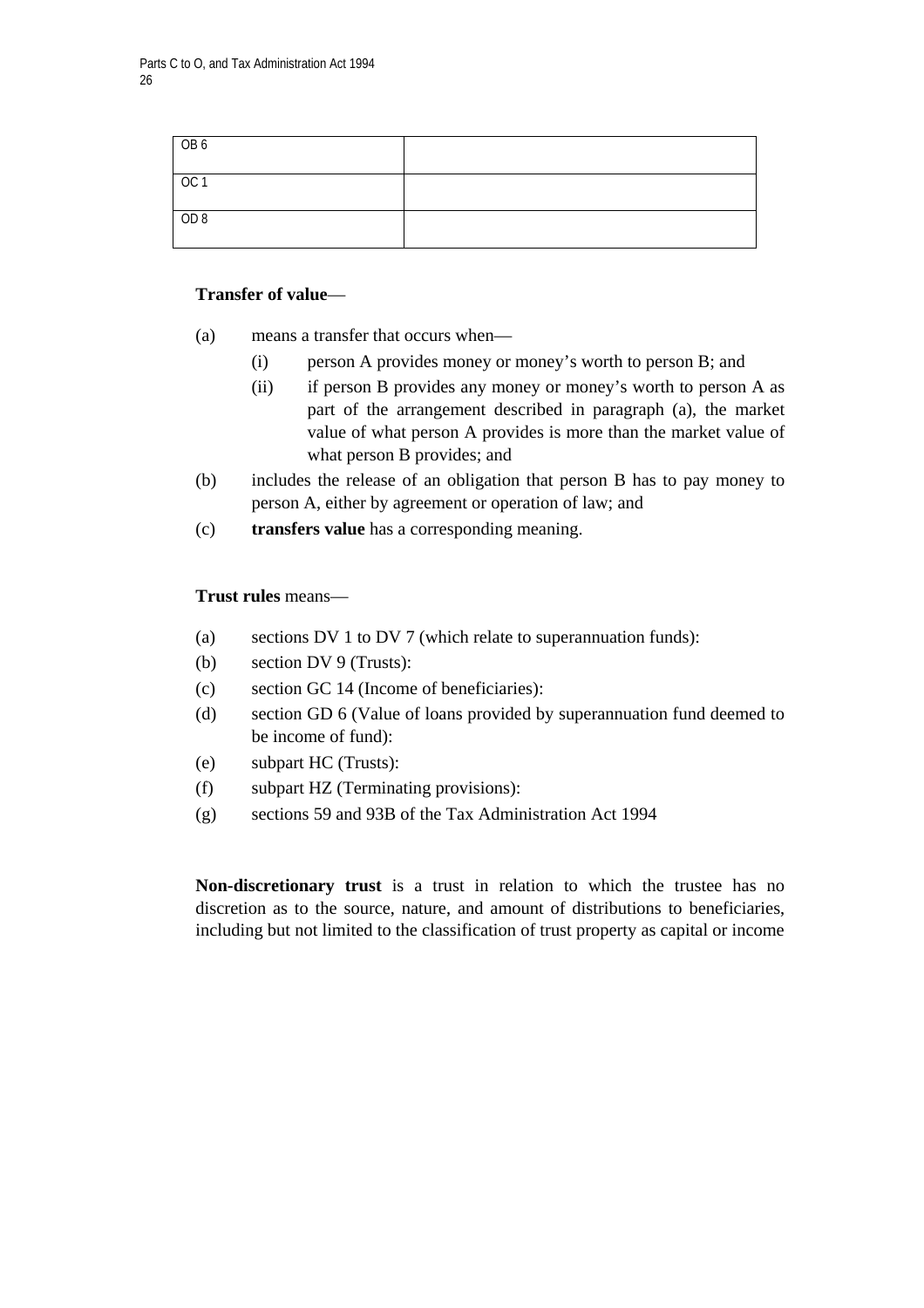| OB 6 | |
|---|---|
| OC 1 | |
| OD 8 | |

**Transfer of value**—

(a) means a transfer that occurs when—

 (i) person A provides money or money's worth to person B; and

 (ii) if person B provides any money or money's worth to person A as part of the arrangement described in paragraph (a), the market value of what person A provides is more than the market value of what person B provides; and

(b) includes the release of an obligation that person B has to pay money to person A, either by agreement or operation of law; and

(c) **transfers value** has a corresponding meaning.

**Trust rules** means—

(a) sections DV 1 to DV 7 (which relate to superannuation funds):

(b) section DV 9 (Trusts):

(c) section GC 14 (Income of beneficiaries):

(d) section GD 6 (Value of loans provided by superannuation fund deemed to be income of fund):

(e) subpart HC (Trusts):

(f) subpart HZ (Terminating provisions):

(g) sections 59 and 93B of the Tax Administration Act 1994

**Non-discretionary trust** is a trust in relation to which the trustee has no discretion as to the source, nature, and amount of distributions to beneficiaries, including but not limited to the classification of trust property as capital or income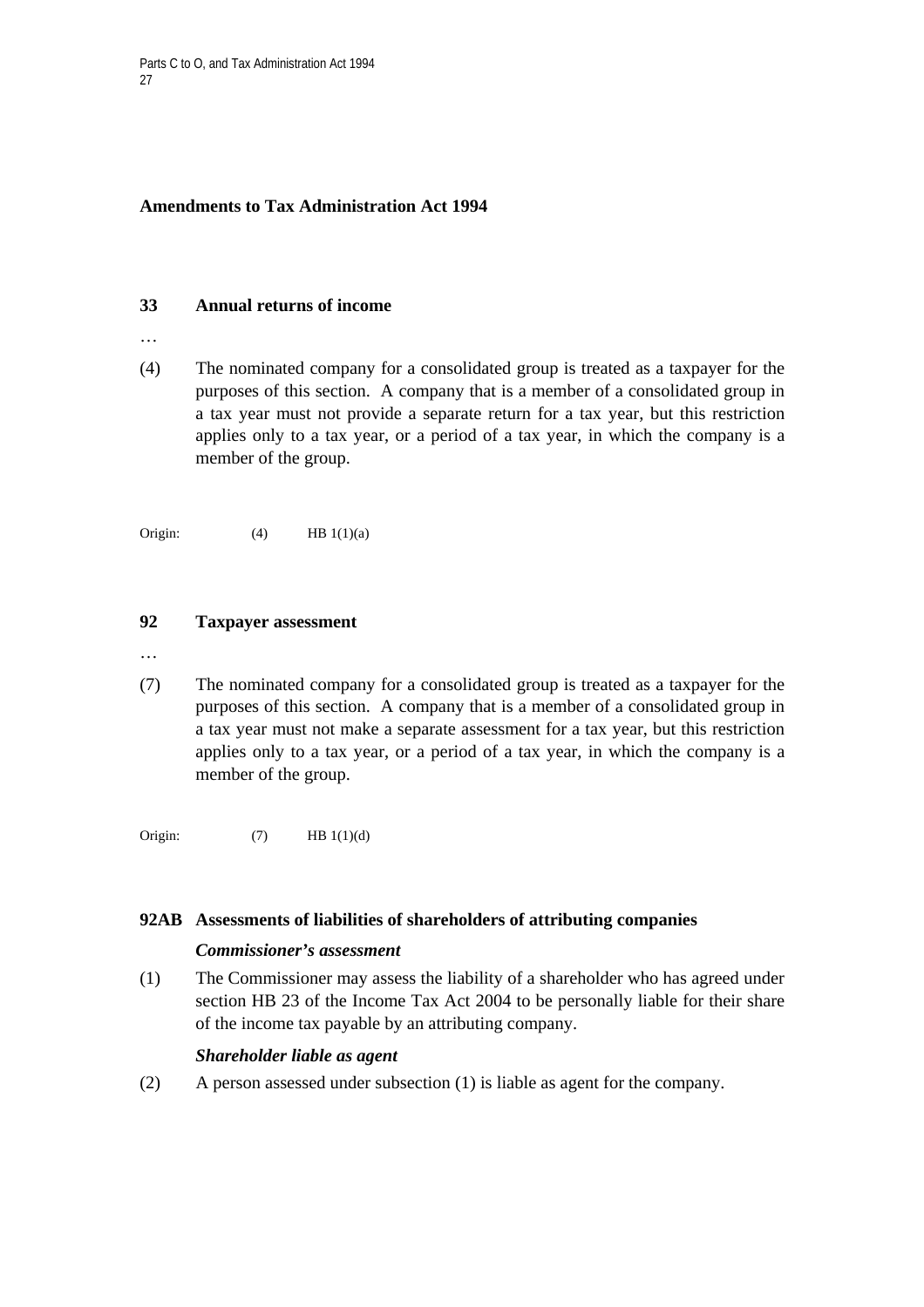## Amendments to Tax Administration Act 1994

### 33 Annual returns of income

…

(4) The nominated company for a consolidated group is treated as a taxpayer for the purposes of this section. A company that is a member of a consolidated group in a tax year must not provide a separate return for a tax year, but this restriction applies only to a tax year, or a period of a tax year, in which the company is a member of the group.

Origin: (4) HB 1(1)(a)

### 92 Taxpayer assessment

…

(7) The nominated company for a consolidated group is treated as a taxpayer for the purposes of this section. A company that is a member of a consolidated group in a tax year must not make a separate assessment for a tax year, but this restriction applies only to a tax year, or a period of a tax year, in which the company is a member of the group.

Origin: (7) HB 1(1)(d)

### 92AB Assessments of liabilities of shareholders of attributing companies

***Commissioner's assessment***

(1) The Commissioner may assess the liability of a shareholder who has agreed under section HB 23 of the Income Tax Act 2004 to be personally liable for their share of the income tax payable by an attributing company.

***Shareholder liable as agent***

(2) A person assessed under subsection (1) is liable as agent for the company.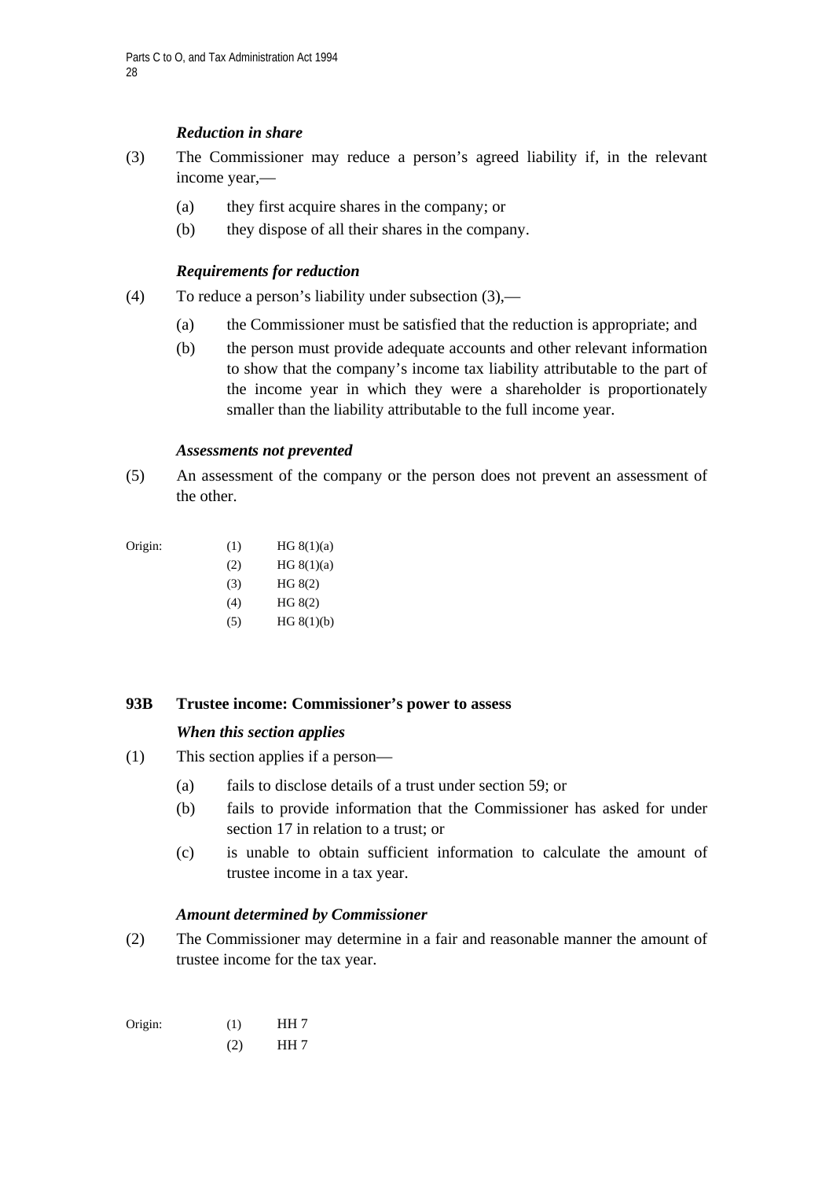*Reduction in share*

(3) The Commissioner may reduce a person's agreed liability if, in the relevant income year,—

(a) they first acquire shares in the company; or

(b) they dispose of all their shares in the company.

*Requirements for reduction*

(4) To reduce a person's liability under subsection (3),—

(a) the Commissioner must be satisfied that the reduction is appropriate; and

(b) the person must provide adequate accounts and other relevant information to show that the company's income tax liability attributable to the part of the income year in which they were a shareholder is proportionately smaller than the liability attributable to the full income year.

*Assessments not prevented*

(5) An assessment of the company or the person does not prevent an assessment of the other.

| Origin: | | |
|---|---|---|
| | (1) | HG 8(1)(a) |
| | (2) | HG 8(1)(a) |
| | (3) | HG 8(2) |
| | (4) | HG 8(2) |
| | (5) | HG 8(1)(b) |

**93B Trustee income: Commissioner's power to assess**

*When this section applies*

(1) This section applies if a person—

(a) fails to disclose details of a trust under section 59; or

(b) fails to provide information that the Commissioner has asked for under section 17 in relation to a trust; or

(c) is unable to obtain sufficient information to calculate the amount of trustee income in a tax year.

*Amount determined by Commissioner*

(2) The Commissioner may determine in a fair and reasonable manner the amount of trustee income for the tax year.

| Origin: | | |
|---|---|---|
| | (1) | HH 7 |
| | (2) | HH 7 |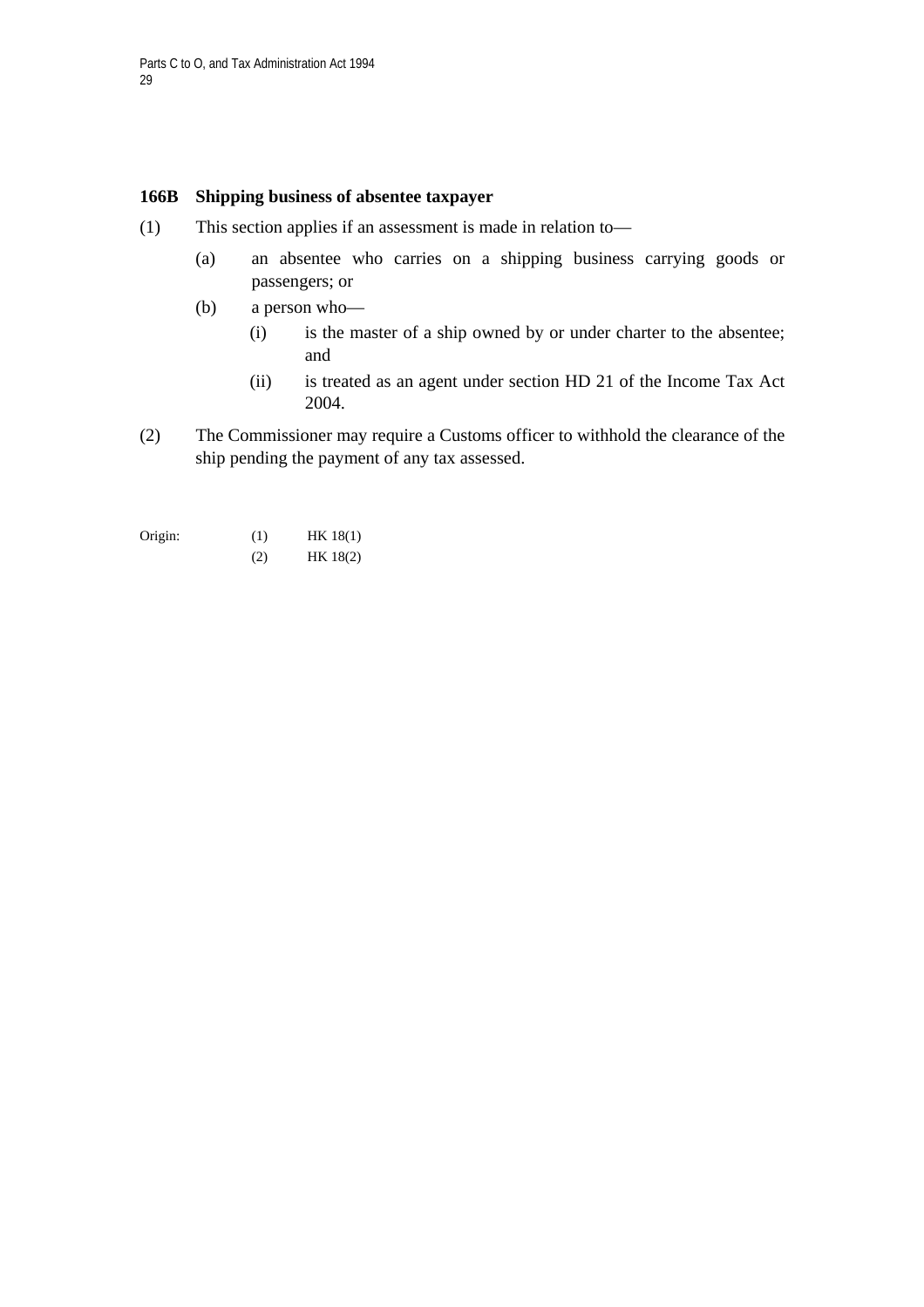### 166B Shipping business of absentee taxpayer

(1) This section applies if an assessment is made in relation to—

  (a) an absentee who carries on a shipping business carrying goods or passengers; or

  (b) a person who—

    (i) is the master of a ship owned by or under charter to the absentee; and

    (ii) is treated as an agent under section HD 21 of the Income Tax Act 2004.

(2) The Commissioner may require a Customs officer to withhold the clearance of the ship pending the payment of any tax assessed.

| | | |
|---|---|---|
| Origin: | (1) | HK 18(1) |
| | (2) | HK 18(2) |